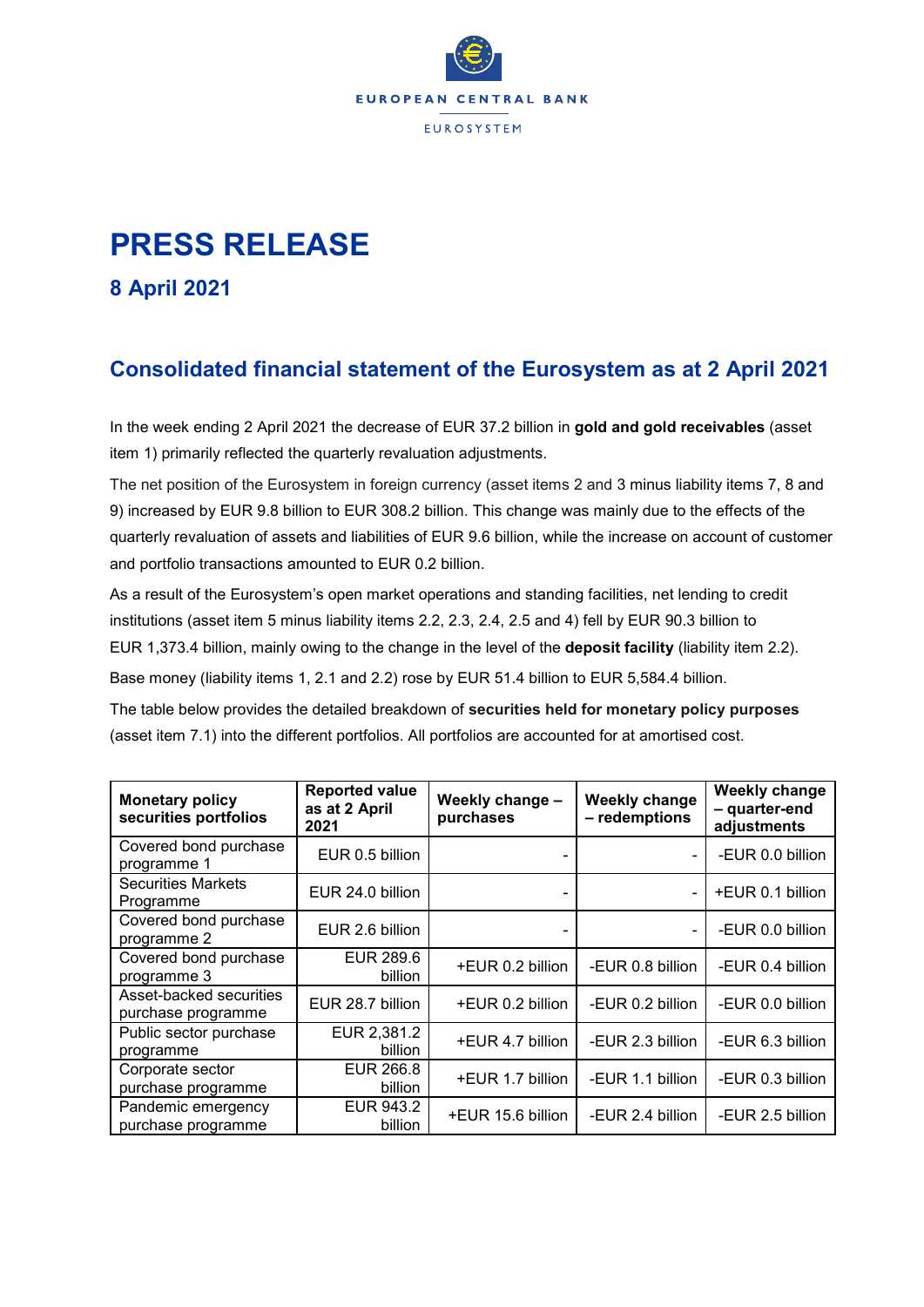EUROPEAN CENTRAL BANK

EUROSYSTEM

# PRESS RELEASE

## 8 April 2021

## Consolidated financial statement of the Eurosystem as at 2 April 2021

In the week ending 2 April 2021 the decrease of EUR 37.2 billion in **gold and gold receivables** (asset item 1) primarily reflected the quarterly revaluation adjustments.

The net position of the Eurosystem in foreign currency (asset items 2 and 3 minus liability items 7, 8 and 9) increased by EUR 9.8 billion to EUR 308.2 billion. This change was mainly due to the effects of the quarterly revaluation of assets and liabilities of EUR 9.6 billion, while the increase on account of customer and portfolio transactions amounted to EUR 0.2 billion.

As a result of the Eurosystem's open market operations and standing facilities, net lending to credit institutions (asset item 5 minus liability items 2.2, 2.3, 2.4, 2.5 and 4) fell by EUR 90.3 billion to EUR 1,373.4 billion, mainly owing to the change in the level of the **deposit facility** (liability item 2.2).

Base money (liability items 1, 2.1 and 2.2) rose by EUR 51.4 billion to EUR 5,584.4 billion.

The table below provides the detailed breakdown of **securities held for monetary policy purposes** (asset item 7.1) into the different portfolios. All portfolios are accounted for at amortised cost.

| Monetary policy securities portfolios | Reported value as at 2 April 2021 | Weekly change – purchases | Weekly change – redemptions | Weekly change – quarter-end adjustments |
|---|---|---|---|---|
| Covered bond purchase programme 1 | EUR 0.5 billion | - | - | -EUR 0.0 billion |
| Securities Markets Programme | EUR 24.0 billion | - | - | +EUR 0.1 billion |
| Covered bond purchase programme 2 | EUR 2.6 billion | - | - | -EUR 0.0 billion |
| Covered bond purchase programme 3 | EUR 289.6 billion | +EUR 0.2 billion | -EUR 0.8 billion | -EUR 0.4 billion |
| Asset-backed securities purchase programme | EUR 28.7 billion | +EUR 0.2 billion | -EUR 0.2 billion | -EUR 0.0 billion |
| Public sector purchase programme | EUR 2,381.2 billion | +EUR 4.7 billion | -EUR 2.3 billion | -EUR 6.3 billion |
| Corporate sector purchase programme | EUR 266.8 billion | +EUR 1.7 billion | -EUR 1.1 billion | -EUR 0.3 billion |
| Pandemic emergency purchase programme | EUR 943.2 billion | +EUR 15.6 billion | -EUR 2.4 billion | -EUR 2.5 billion |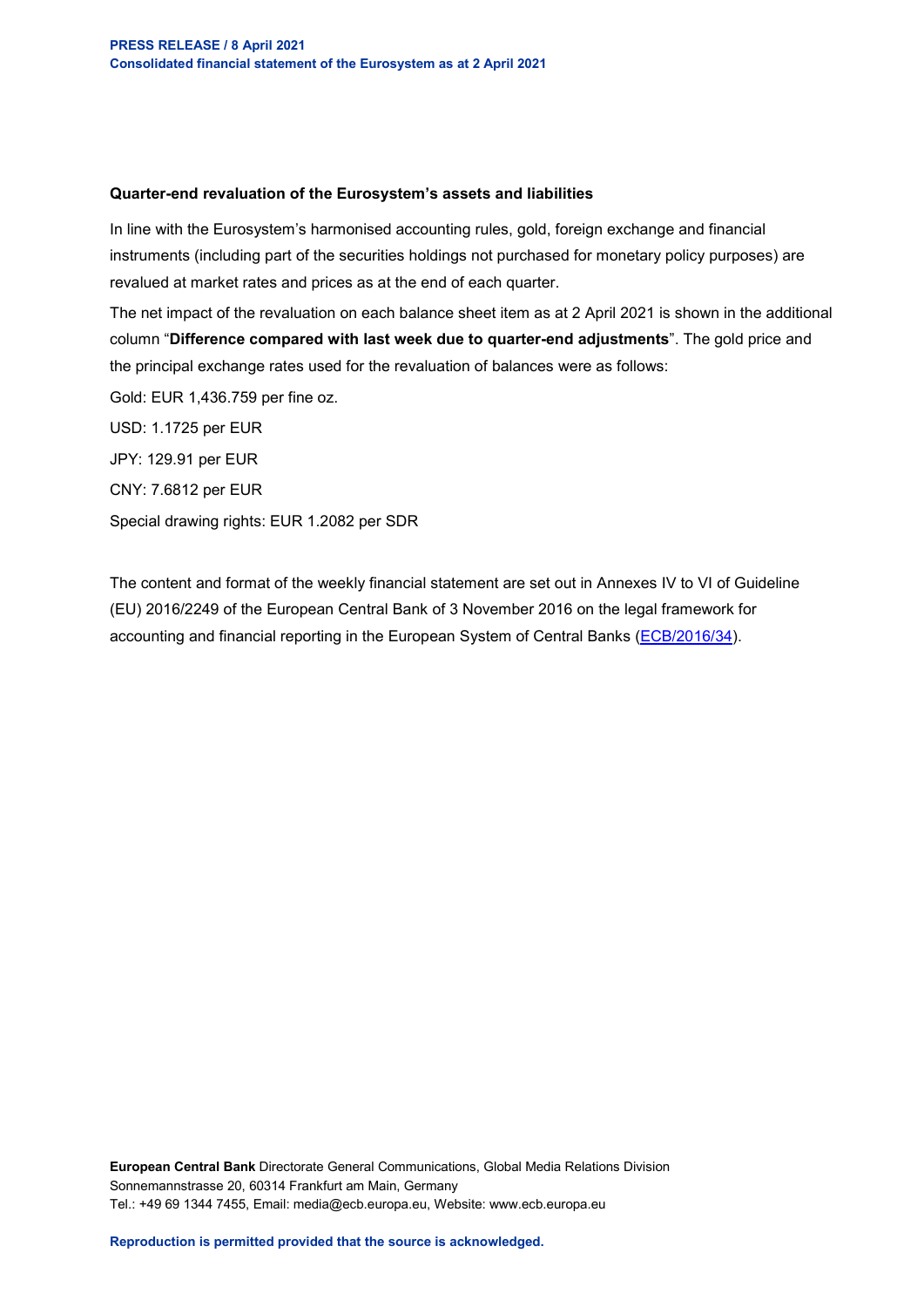**Quarter-end revaluation of the Eurosystem's assets and liabilities**

In line with the Eurosystem's harmonised accounting rules, gold, foreign exchange and financial instruments (including part of the securities holdings not purchased for monetary policy purposes) are revalued at market rates and prices as at the end of each quarter.

The net impact of the revaluation on each balance sheet item as at 2 April 2021 is shown in the additional column "**Difference compared with last week due to quarter-end adjustments**". The gold price and the principal exchange rates used for the revaluation of balances were as follows:

Gold: EUR 1,436.759 per fine oz.

USD: 1.1725 per EUR

JPY: 129.91 per EUR

CNY: 7.6812 per EUR

Special drawing rights: EUR 1.2082 per SDR

The content and format of the weekly financial statement are set out in Annexes IV to VI of Guideline (EU) 2016/2249 of the European Central Bank of 3 November 2016 on the legal framework for accounting and financial reporting in the European System of Central Banks (ECB/2016/34).

**European Central Bank** Directorate General Communications, Global Media Relations Division
Sonnemannstrasse 20, 60314 Frankfurt am Main, Germany
Tel.: +49 69 1344 7455, Email: media@ecb.europa.eu, Website: www.ecb.europa.eu

**Reproduction is permitted provided that the source is acknowledged.**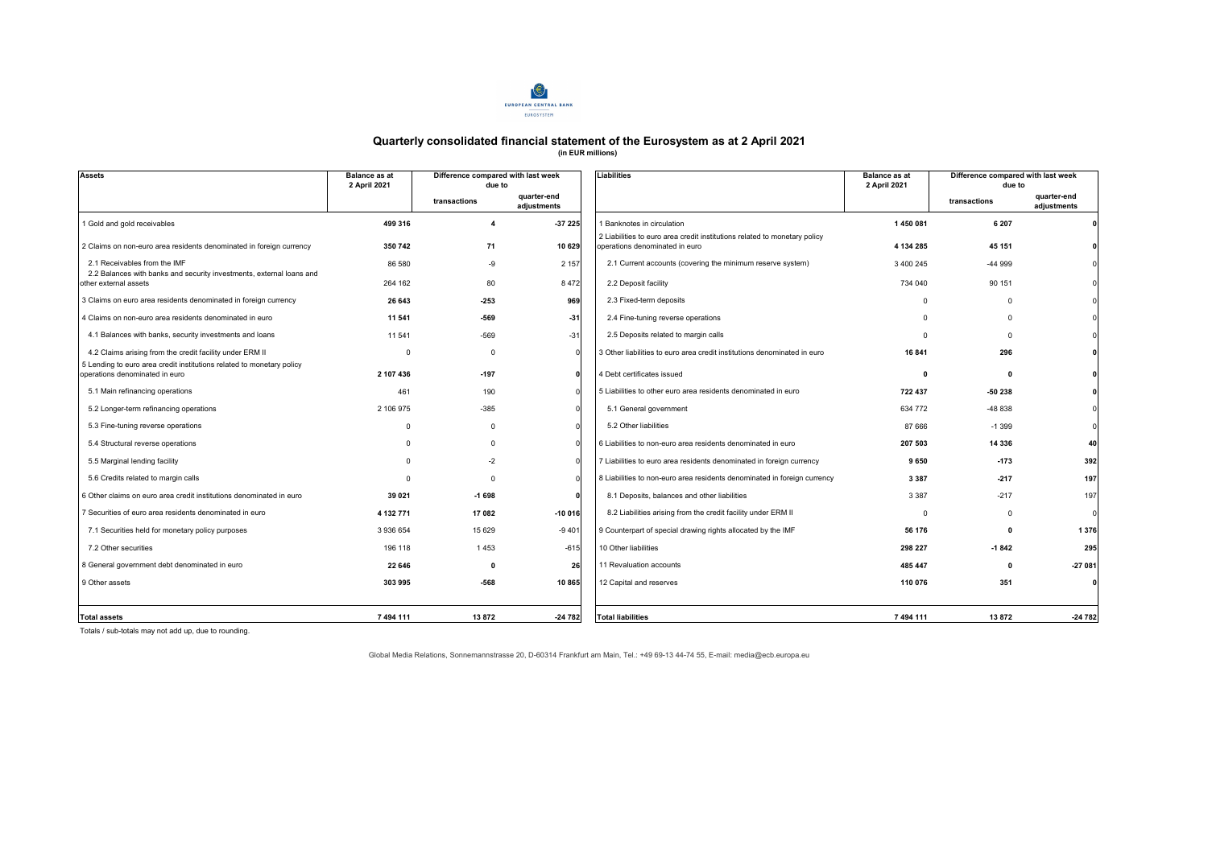## Quarterly consolidated financial statement of the Eurosystem as at 2 April 2021

(in EUR millions)

| Assets | Balance as at 2 April 2021 | Difference compared with last week due to | |
|---|---|---|---|
| | | transactions | quarter-end adjustments |
| 1 Gold and gold receivables | **499 316** | **4** | **-37 225** |
| 2 Claims on non-euro area residents denominated in foreign currency | **350 742** | **71** | **10 629** |
| 2.1 Receivables from the IMF | 86 580 | -9 | 2 157 |
| 2.2 Balances with banks and security investments, external loans and other external assets | 264 162 | 80 | 8 472 |
| 3 Claims on euro area residents denominated in foreign currency | **26 643** | **-253** | **969** |
| 4 Claims on non-euro area residents denominated in euro | **11 541** | **-569** | **-31** |
| 4.1 Balances with banks, security investments and loans | 11 541 | -569 | -31 |
| 4.2 Claims arising from the credit facility under ERM II | 0 | 0 | 0 |
| 5 Lending to euro area credit institutions related to monetary policy operations denominated in euro | **2 107 436** | **-197** | **0** |
| 5.1 Main refinancing operations | 461 | 190 | 0 |
| 5.2 Longer-term refinancing operations | 2 106 975 | -385 | 0 |
| 5.3 Fine-tuning reverse operations | 0 | 0 | 0 |
| 5.4 Structural reverse operations | 0 | 0 | 0 |
| 5.5 Marginal lending facility | 0 | -2 | 0 |
| 5.6 Credits related to margin calls | 0 | 0 | 0 |
| 6 Other claims on euro area credit institutions denominated in euro | **39 021** | **-1 698** | **0** |
| 7 Securities of euro area residents denominated in euro | **4 132 771** | **17 082** | **-10 016** |
| 7.1 Securities held for monetary policy purposes | 3 936 654 | 15 629 | -9 401 |
| 7.2 Other securities | 196 118 | 1 453 | -615 |
| 8 General government debt denominated in euro | **22 646** | **0** | **26** |
| 9 Other assets | **303 995** | **-568** | **10 865** |
| **Total assets** | **7 494 111** | **13 872** | **-24 782** |

| Liabilities | Balance as at 2 April 2021 | Difference compared with last week due to | |
|---|---|---|---|
| | | transactions | quarter-end adjustments |
| 1 Banknotes in circulation | **1 450 081** | **6 207** | **0** |
| 2 Liabilities to euro area credit institutions related to monetary policy operations denominated in euro | **4 134 285** | **45 151** | **0** |
| 2.1 Current accounts (covering the minimum reserve system) | 3 400 245 | -44 999 | 0 |
| 2.2 Deposit facility | 734 040 | 90 151 | 0 |
| 2.3 Fixed-term deposits | 0 | 0 | 0 |
| 2.4 Fine-tuning reverse operations | 0 | 0 | 0 |
| 2.5 Deposits related to margin calls | 0 | 0 | 0 |
| 3 Other liabilities to euro area credit institutions denominated in euro | **16 841** | **296** | **0** |
| 4 Debt certificates issued | **0** | **0** | **0** |
| 5 Liabilities to other euro area residents denominated in euro | **722 437** | **-50 238** | **0** |
| 5.1 General government | 634 772 | -48 838 | 0 |
| 5.2 Other liabilities | 87 666 | -1 399 | 0 |
| 6 Liabilities to non-euro area residents denominated in euro | **207 503** | **14 336** | **40** |
| 7 Liabilities to euro area residents denominated in foreign currency | **9 650** | **-173** | **392** |
| 8 Liabilities to non-euro area residents denominated in foreign currency | **3 387** | **-217** | **197** |
| 8.1 Deposits, balances and other liabilities | 3 387 | -217 | 197 |
| 8.2 Liabilities arising from the credit facility under ERM II | 0 | 0 | 0 |
| 9 Counterpart of special drawing rights allocated by the IMF | **56 176** | **0** | **1 376** |
| 10 Other liabilities | **298 227** | **-1 842** | **295** |
| 11 Revaluation accounts | **485 447** | **0** | **-27 081** |
| 12 Capital and reserves | **110 076** | **351** | **0** |
| **Total liabilities** | **7 494 111** | **13 872** | **-24 782** |

Totals / sub-totals may not add up, due to rounding.

Global Media Relations, Sonnemannstrasse 20, D-60314 Frankfurt am Main, Tel.: +49 69-13 44-74 55, E-mail: media@ecb.europa.eu